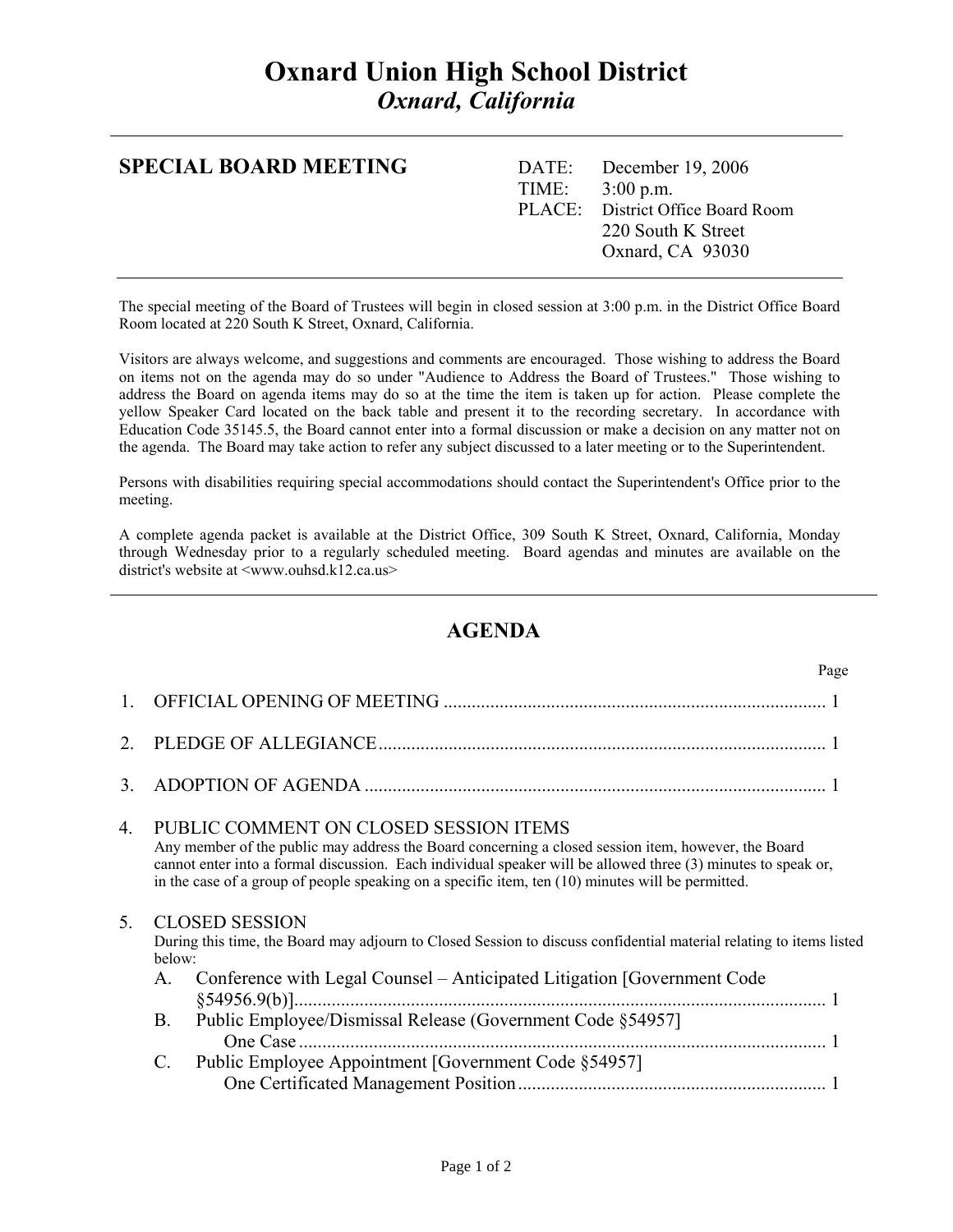# Oxnard Union High School District
## *Oxnard, California*

---

**SPECIAL BOARD MEETING**

DATE: December 19, 2006
TIME: 3:00 p.m.
PLACE: District Office Board Room
220 South K Street
Oxnard, CA 93030

---

The special meeting of the Board of Trustees will begin in closed session at 3:00 p.m. in the District Office Board Room located at 220 South K Street, Oxnard, California.

Visitors are always welcome, and suggestions and comments are encouraged. Those wishing to address the Board on items not on the agenda may do so under "Audience to Address the Board of Trustees." Those wishing to address the Board on agenda items may do so at the time the item is taken up for action. Please complete the yellow Speaker Card located on the back table and present it to the recording secretary. In accordance with Education Code 35145.5, the Board cannot enter into a formal discussion or make a decision on any matter not on the agenda. The Board may take action to refer any subject discussed to a later meeting or to the Superintendent.

Persons with disabilities requiring special accommodations should contact the Superintendent's Office prior to the meeting.

A complete agenda packet is available at the District Office, 309 South K Street, Oxnard, California, Monday through Wednesday prior to a regularly scheduled meeting. Board agendas and minutes are available on the district's website at <www.ouhsd.k12.ca.us>

---

## AGENDA

Page

1. OFFICIAL OPENING OF MEETING .......... 1

2. PLEDGE OF ALLEGIANCE .......... 1

3. ADOPTION OF AGENDA .......... 1

4. PUBLIC COMMENT ON CLOSED SESSION ITEMS
   Any member of the public may address the Board concerning a closed session item, however, the Board cannot enter into a formal discussion. Each individual speaker will be allowed three (3) minutes to speak or, in the case of a group of people speaking on a specific item, ten (10) minutes will be permitted.

5. CLOSED SESSION
   During this time, the Board may adjourn to Closed Session to discuss confidential material relating to items listed below:
   A. Conference with Legal Counsel – Anticipated Litigation [Government Code §54956.9(b)] .......... 1
   B. Public Employee/Dismissal Release (Government Code §54957]
      One Case .......... 1
   C. Public Employee Appointment [Government Code §54957]
      One Certificated Management Position .......... 1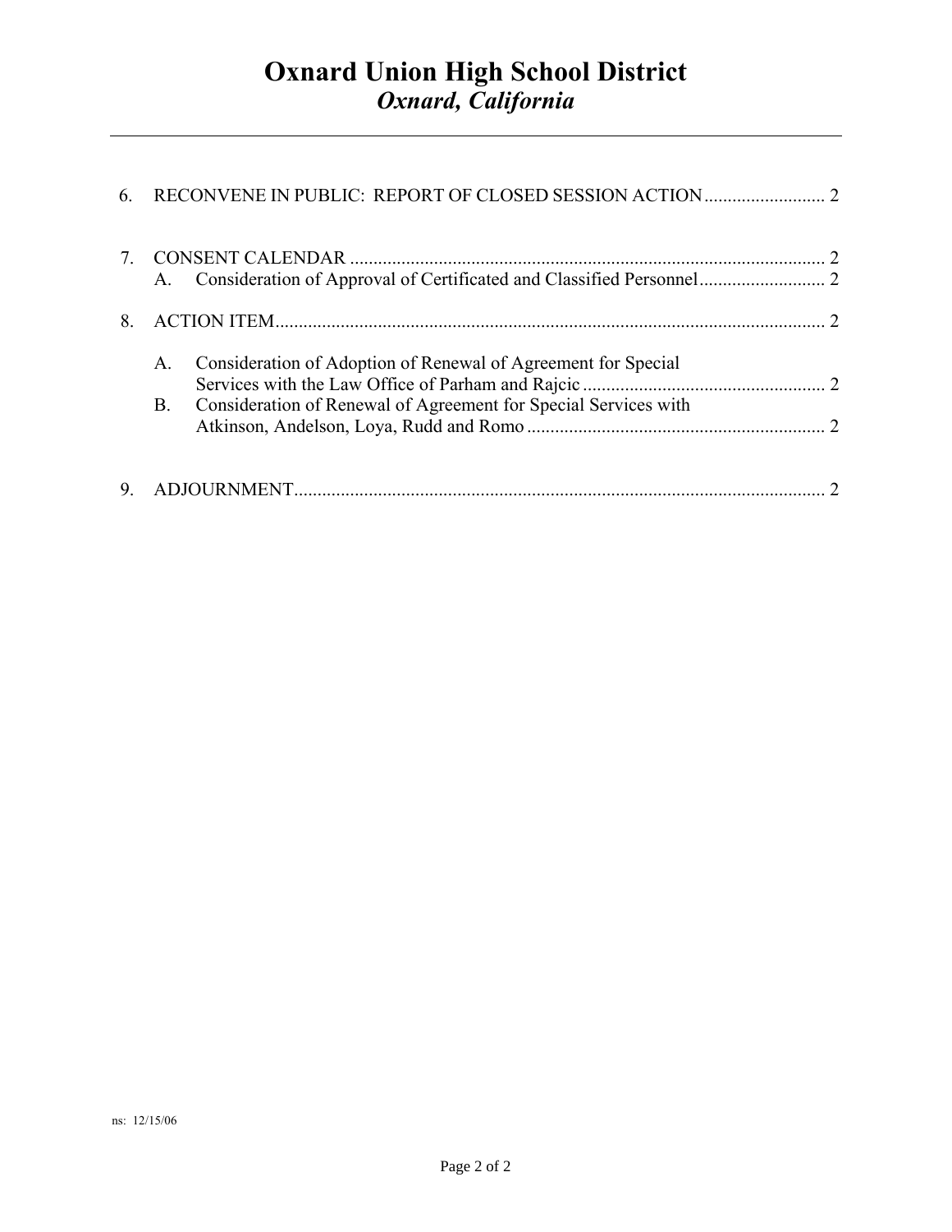# Oxnard Union High School District

## *Oxnard, California*

6. RECONVENE IN PUBLIC: REPORT OF CLOSED SESSION ACTION .......................... 2

7. CONSENT CALENDAR ...................................................................................................... 2
   A. Consideration of Approval of Certificated and Classified Personnel........................... 2

8. ACTION ITEM...................................................................................................................... 2

   A. Consideration of Adoption of Renewal of Agreement for Special Services with the Law Office of Parham and Rajcic .................................................... 2
   B. Consideration of Renewal of Agreement for Special Services with Atkinson, Andelson, Loya, Rudd and Romo ................................................................ 2

9. ADJOURNMENT.................................................................................................................. 2

ns: 12/15/06